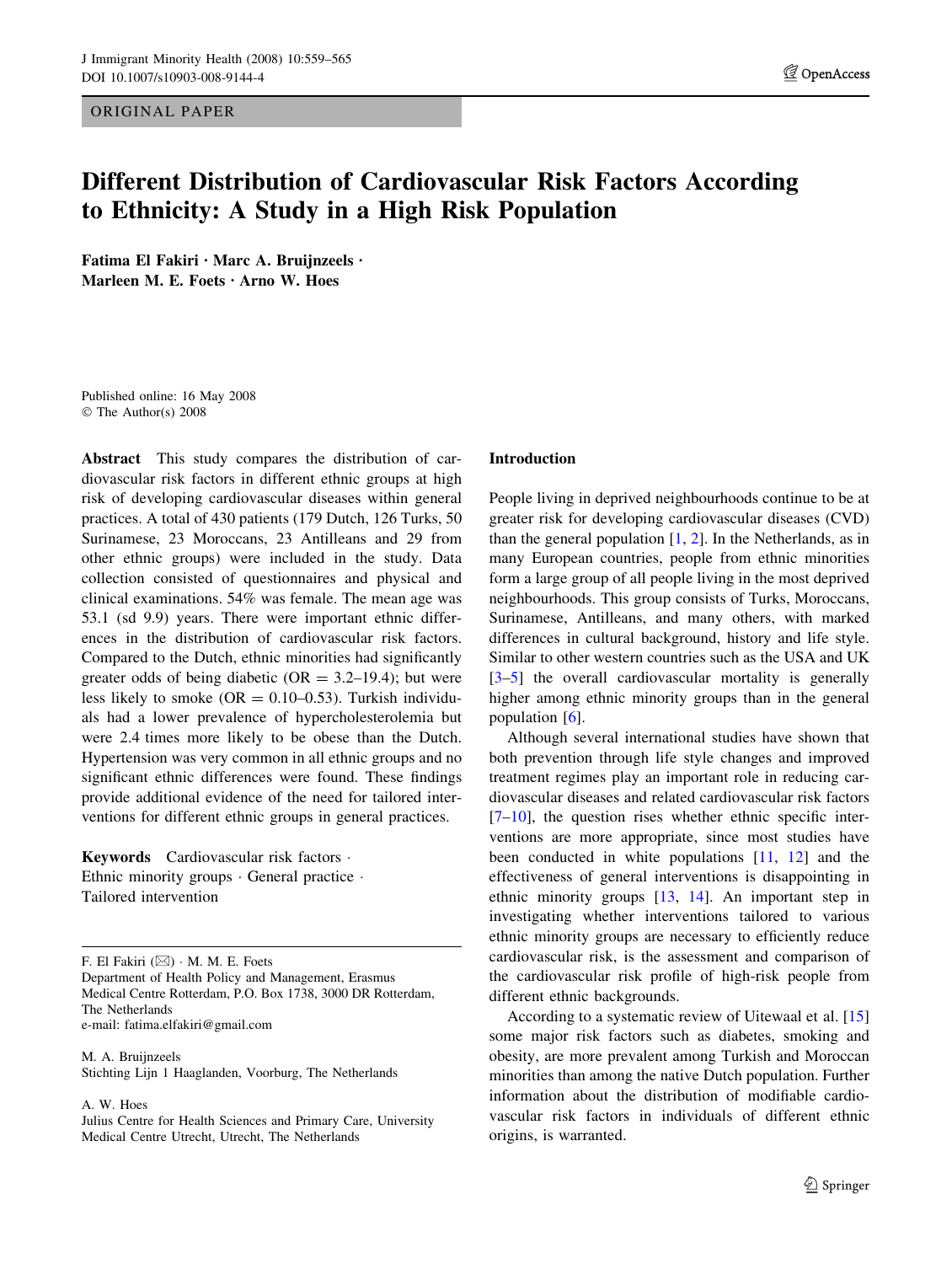ORIGINAL PAPER

# Different Distribution of Cardiovascular Risk Factors According to Ethnicity: A Study in a High Risk Population

**Fatima El Fakiri · Marc A. Bruijnzeels · Marleen M. E. Foets · Arno W. Hoes**

Published online: 16 May 2008
© The Author(s) 2008

**Abstract** This study compares the distribution of cardiovascular risk factors in different ethnic groups at high risk of developing cardiovascular diseases within general practices. A total of 430 patients (179 Dutch, 126 Turks, 50 Surinamese, 23 Moroccans, 23 Antilleans and 29 from other ethnic groups) were included in the study. Data collection consisted of questionnaires and physical and clinical examinations. 54% was female. The mean age was 53.1 (sd 9.9) years. There were important ethnic differences in the distribution of cardiovascular risk factors. Compared to the Dutch, ethnic minorities had significantly greater odds of being diabetic (OR = 3.2–19.4); but were less likely to smoke (OR = 0.10–0.53). Turkish individuals had a lower prevalence of hypercholesterolemia but were 2.4 times more likely to be obese than the Dutch. Hypertension was very common in all ethnic groups and no significant ethnic differences were found. These findings provide additional evidence of the need for tailored interventions for different ethnic groups in general practices.

**Keywords** Cardiovascular risk factors · Ethnic minority groups · General practice · Tailored intervention

F. El Fakiri (✉) · M. M. E. Foets
Department of Health Policy and Management, Erasmus Medical Centre Rotterdam, P.O. Box 1738, 3000 DR Rotterdam, The Netherlands
e-mail: fatima.elfakiri@gmail.com

M. A. Bruijnzeels
Stichting Lijn 1 Haaglanden, Voorburg, The Netherlands

A. W. Hoes
Julius Centre for Health Sciences and Primary Care, University Medical Centre Utrecht, Utrecht, The Netherlands

## Introduction

People living in deprived neighbourhoods continue to be at greater risk for developing cardiovascular diseases (CVD) than the general population [1, 2]. In the Netherlands, as in many European countries, people from ethnic minorities form a large group of all people living in the most deprived neighbourhoods. This group consists of Turks, Moroccans, Surinamese, Antilleans, and many others, with marked differences in cultural background, history and life style. Similar to other western countries such as the USA and UK [3–5] the overall cardiovascular mortality is generally higher among ethnic minority groups than in the general population [6].

Although several international studies have shown that both prevention through life style changes and improved treatment regimes play an important role in reducing cardiovascular diseases and related cardiovascular risk factors [7–10], the question rises whether ethnic specific interventions are more appropriate, since most studies have been conducted in white populations [11, 12] and the effectiveness of general interventions is disappointing in ethnic minority groups [13, 14]. An important step in investigating whether interventions tailored to various ethnic minority groups are necessary to efficiently reduce cardiovascular risk, is the assessment and comparison of the cardiovascular risk profile of high-risk people from different ethnic backgrounds.

According to a systematic review of Uitewaal et al. [15] some major risk factors such as diabetes, smoking and obesity, are more prevalent among Turkish and Moroccan minorities than among the native Dutch population. Further information about the distribution of modifiable cardiovascular risk factors in individuals of different ethnic origins, is warranted.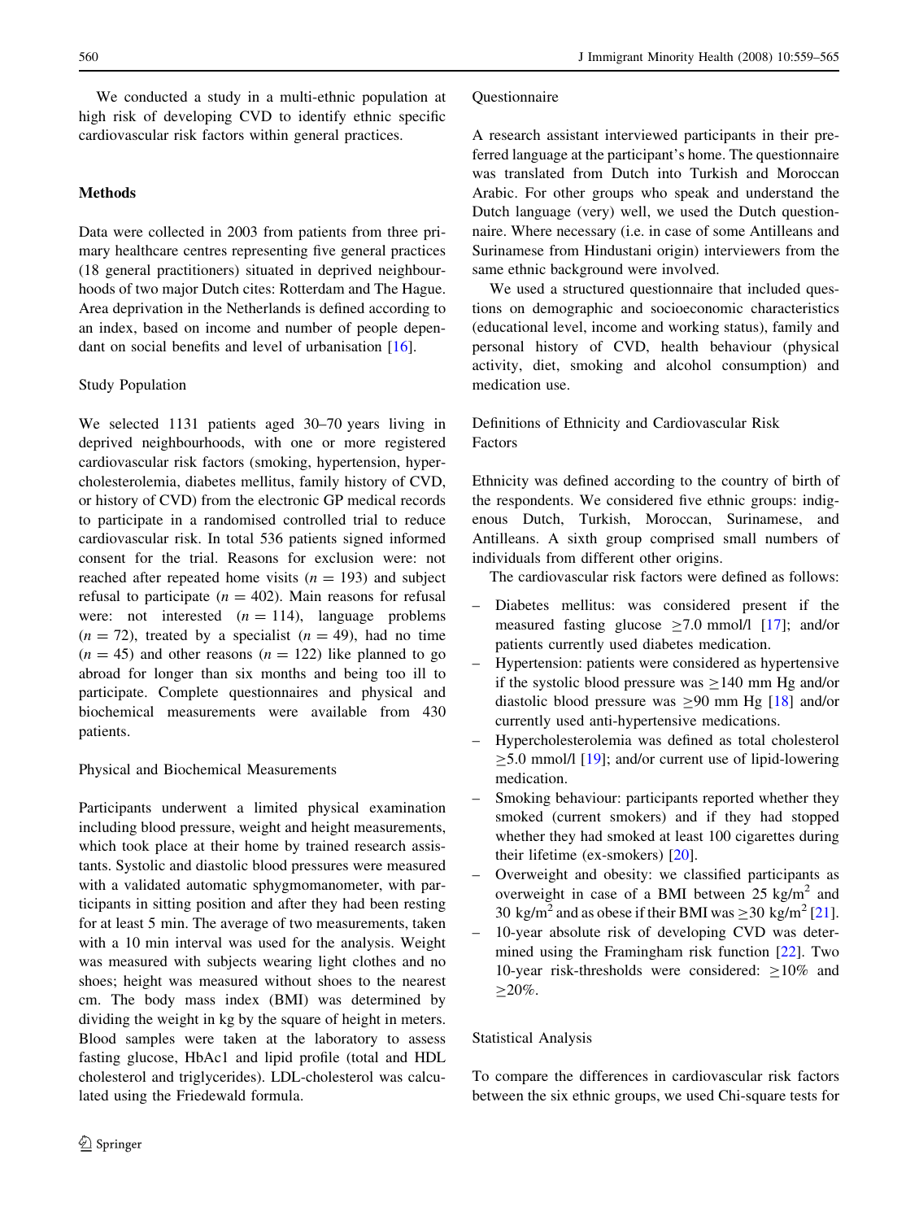We conducted a study in a multi-ethnic population at high risk of developing CVD to identify ethnic specific cardiovascular risk factors within general practices.

## Methods

Data were collected in 2003 from patients from three primary healthcare centres representing five general practices (18 general practitioners) situated in deprived neighbourhoods of two major Dutch cites: Rotterdam and The Hague. Area deprivation in the Netherlands is defined according to an index, based on income and number of people dependant on social benefits and level of urbanisation [16].

### Study Population

We selected 1131 patients aged 30–70 years living in deprived neighbourhoods, with one or more registered cardiovascular risk factors (smoking, hypertension, hypercholesterolemia, diabetes mellitus, family history of CVD, or history of CVD) from the electronic GP medical records to participate in a randomised controlled trial to reduce cardiovascular risk. In total 536 patients signed informed consent for the trial. Reasons for exclusion were: not reached after repeated home visits ($n = 193$) and subject refusal to participate ($n = 402$). Main reasons for refusal were: not interested ($n = 114$), language problems ($n = 72$), treated by a specialist ($n = 49$), had no time ($n = 45$) and other reasons ($n = 122$) like planned to go abroad for longer than six months and being too ill to participate. Complete questionnaires and physical and biochemical measurements were available from 430 patients.

### Physical and Biochemical Measurements

Participants underwent a limited physical examination including blood pressure, weight and height measurements, which took place at their home by trained research assistants. Systolic and diastolic blood pressures were measured with a validated automatic sphygmomanometer, with participants in sitting position and after they had been resting for at least 5 min. The average of two measurements, taken with a 10 min interval was used for the analysis. Weight was measured with subjects wearing light clothes and no shoes; height was measured without shoes to the nearest cm. The body mass index (BMI) was determined by dividing the weight in kg by the square of height in meters. Blood samples were taken at the laboratory to assess fasting glucose, HbAc1 and lipid profile (total and HDL cholesterol and triglycerides). LDL-cholesterol was calculated using the Friedewald formula.

### Questionnaire

A research assistant interviewed participants in their preferred language at the participant's home. The questionnaire was translated from Dutch into Turkish and Moroccan Arabic. For other groups who speak and understand the Dutch language (very) well, we used the Dutch questionnaire. Where necessary (i.e. in case of some Antilleans and Surinamese from Hindustani origin) interviewers from the same ethnic background were involved.

We used a structured questionnaire that included questions on demographic and socioeconomic characteristics (educational level, income and working status), family and personal history of CVD, health behaviour (physical activity, diet, smoking and alcohol consumption) and medication use.

### Definitions of Ethnicity and Cardiovascular Risk Factors

Ethnicity was defined according to the country of birth of the respondents. We considered five ethnic groups: indigenous Dutch, Turkish, Moroccan, Surinamese, and Antilleans. A sixth group comprised small numbers of individuals from different other origins.

The cardiovascular risk factors were defined as follows:

- Diabetes mellitus: was considered present if the measured fasting glucose $\geq$7.0 mmol/l [17]; and/or patients currently used diabetes medication.
- Hypertension: patients were considered as hypertensive if the systolic blood pressure was $\geq$140 mm Hg and/or diastolic blood pressure was $\geq$90 mm Hg [18] and/or currently used anti-hypertensive medications.
- Hypercholesterolemia was defined as total cholesterol $\geq$5.0 mmol/l [19]; and/or current use of lipid-lowering medication.
- Smoking behaviour: participants reported whether they smoked (current smokers) and if they had stopped whether they had smoked at least 100 cigarettes during their lifetime (ex-smokers) [20].
- Overweight and obesity: we classified participants as overweight in case of a BMI between 25 kg/m$^2$ and 30 kg/m$^2$ and as obese if their BMI was $\geq$30 kg/m$^2$ [21].
- 10-year absolute risk of developing CVD was determined using the Framingham risk function [22]. Two 10-year risk-thresholds were considered: $\geq$10% and $\geq$20%.

### Statistical Analysis

To compare the differences in cardiovascular risk factors between the six ethnic groups, we used Chi-square tests for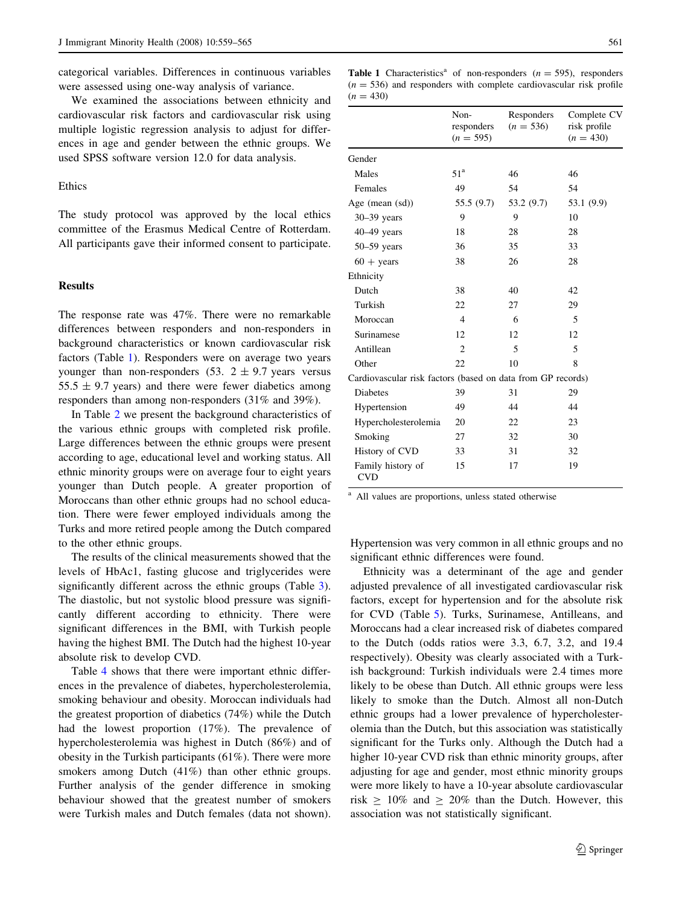categorical variables. Differences in continuous variables were assessed using one-way analysis of variance.

We examined the associations between ethnicity and cardiovascular risk factors and cardiovascular risk using multiple logistic regression analysis to adjust for differences in age and gender between the ethnic groups. We used SPSS software version 12.0 for data analysis.

### Ethics

The study protocol was approved by the local ethics committee of the Erasmus Medical Centre of Rotterdam. All participants gave their informed consent to participate.

## Results

The response rate was 47%. There were no remarkable differences between responders and non-responders in background characteristics or known cardiovascular risk factors (Table 1). Responders were on average two years younger than non-responders (53. 2 ± 9.7 years versus 55.5 ± 9.7 years) and there were fewer diabetics among responders than among non-responders (31% and 39%).

In Table 2 we present the background characteristics of the various ethnic groups with completed risk profile. Large differences between the ethnic groups were present according to age, educational level and working status. All ethnic minority groups were on average four to eight years younger than Dutch people. A greater proportion of Moroccans than other ethnic groups had no school education. There were fewer employed individuals among the Turks and more retired people among the Dutch compared to the other ethnic groups.

The results of the clinical measurements showed that the levels of HbAc1, fasting glucose and triglycerides were significantly different across the ethnic groups (Table 3). The diastolic, but not systolic blood pressure was significantly different according to ethnicity. There were significant differences in the BMI, with Turkish people having the highest BMI. The Dutch had the highest 10-year absolute risk to develop CVD.

Table 4 shows that there were important ethnic differences in the prevalence of diabetes, hypercholesterolemia, smoking behaviour and obesity. Moroccan individuals had the greatest proportion of diabetics (74%) while the Dutch had the lowest proportion (17%). The prevalence of hypercholesterolemia was highest in Dutch (86%) and of obesity in the Turkish participants (61%). There were more smokers among Dutch (41%) than other ethnic groups. Further analysis of the gender difference in smoking behaviour showed that the greatest number of smokers were Turkish males and Dutch females (data not shown).

**Table 1** Characteristics[a] of non-responders (n = 595), responders (n = 536) and responders with complete cardiovascular risk profile (n = 430)

| | Non-responders (n = 595) | Responders (n = 536) | Complete CV risk profile (n = 430) |
|---|---|---|---|
| Gender | | | |
| Males | 51[a] | 46 | 46 |
| Females | 49 | 54 | 54 |
| Age (mean (sd)) | 55.5 (9.7) | 53.2 (9.7) | 53.1 (9.9) |
| 30–39 years | 9 | 9 | 10 |
| 40–49 years | 18 | 28 | 28 |
| 50–59 years | 36 | 35 | 33 |
| 60 + years | 38 | 26 | 28 |
| Ethnicity | | | |
| Dutch | 38 | 40 | 42 |
| Turkish | 22 | 27 | 29 |
| Moroccan | 4 | 6 | 5 |
| Surinamese | 12 | 12 | 12 |
| Antillean | 2 | 5 | 5 |
| Other | 22 | 10 | 8 |
| Cardiovascular risk factors (based on data from GP records) | | | |
| Diabetes | 39 | 31 | 29 |
| Hypertension | 49 | 44 | 44 |
| Hypercholesterolemia | 20 | 22 | 23 |
| Smoking | 27 | 32 | 30 |
| History of CVD | 33 | 31 | 32 |
| Family history of CVD | 15 | 17 | 19 |

[a] All values are proportions, unless stated otherwise

Hypertension was very common in all ethnic groups and no significant ethnic differences were found.

Ethnicity was a determinant of the age and gender adjusted prevalence of all investigated cardiovascular risk factors, except for hypertension and for the absolute risk for CVD (Table 5). Turks, Surinamese, Antilleans, and Moroccans had a clear increased risk of diabetes compared to the Dutch (odds ratios were 3.3, 6.7, 3.2, and 19.4 respectively). Obesity was clearly associated with a Turkish background: Turkish individuals were 2.4 times more likely to be obese than Dutch. All ethnic groups were less likely to smoke than the Dutch. Almost all non-Dutch ethnic groups had a lower prevalence of hypercholesterolemia than the Dutch, but this association was statistically significant for the Turks only. Although the Dutch had a higher 10-year CVD risk than ethnic minority groups, after adjusting for age and gender, most ethnic minority groups were more likely to have a 10-year absolute cardiovascular risk ≥ 10% and ≥ 20% than the Dutch. However, this association was not statistically significant.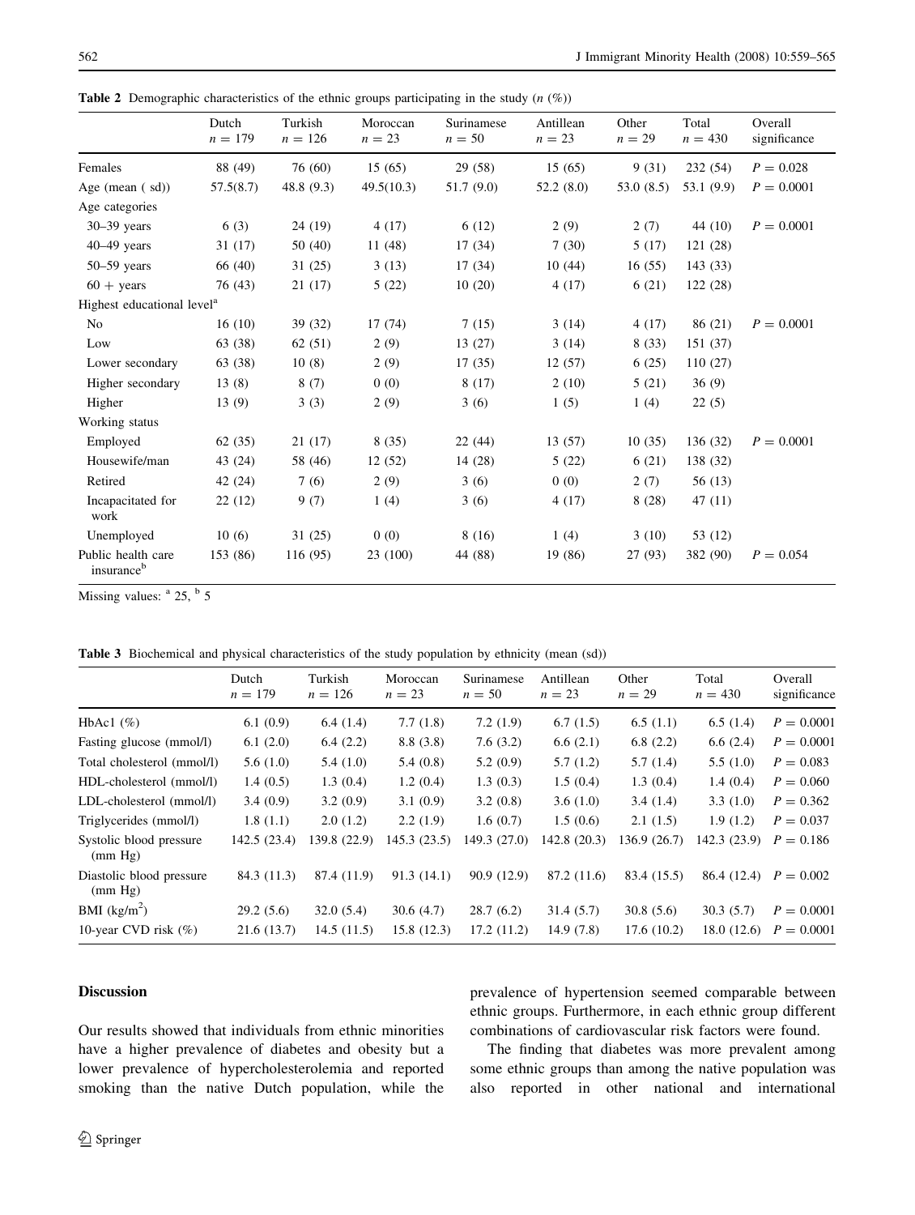**Table 2** Demographic characteristics of the ethnic groups participating in the study (*n* (%))

| | Dutch $n = 179$ | Turkish $n = 126$ | Moroccan $n = 23$ | Surinamese $n = 50$ | Antillean $n = 23$ | Other $n = 29$ | Total $n = 430$ | Overall significance |
|---|---|---|---|---|---|---|---|---|
| Females | 88 (49) | 76 (60) | 15 (65) | 29 (58) | 15 (65) | 9 (31) | 232 (54) | $P = 0.028$ |
| Age (mean ( sd)) | 57.5(8.7) | 48.8 (9.3) | 49.5(10.3) | 51.7 (9.0) | 52.2 (8.0) | 53.0 (8.5) | 53.1 (9.9) | $P = 0.0001$ |
| Age categories | | | | | | | | |
| 30–39 years | 6 (3) | 24 (19) | 4 (17) | 6 (12) | 2 (9) | 2 (7) | 44 (10) | $P = 0.0001$ |
| 40–49 years | 31 (17) | 50 (40) | 11 (48) | 17 (34) | 7 (30) | 5 (17) | 121 (28) | |
| 50–59 years | 66 (40) | 31 (25) | 3 (13) | 17 (34) | 10 (44) | 16 (55) | 143 (33) | |
| 60 + years | 76 (43) | 21 (17) | 5 (22) | 10 (20) | 4 (17) | 6 (21) | 122 (28) | |
| Highest educational level[a] | | | | | | | | |
| No | 16 (10) | 39 (32) | 17 (74) | 7 (15) | 3 (14) | 4 (17) | 86 (21) | $P = 0.0001$ |
| Low | 63 (38) | 62 (51) | 2 (9) | 13 (27) | 3 (14) | 8 (33) | 151 (37) | |
| Lower secondary | 63 (38) | 10 (8) | 2 (9) | 17 (35) | 12 (57) | 6 (25) | 110 (27) | |
| Higher secondary | 13 (8) | 8 (7) | 0 (0) | 8 (17) | 2 (10) | 5 (21) | 36 (9) | |
| Higher | 13 (9) | 3 (3) | 2 (9) | 3 (6) | 1 (5) | 1 (4) | 22 (5) | |
| Working status | | | | | | | | |
| Employed | 62 (35) | 21 (17) | 8 (35) | 22 (44) | 13 (57) | 10 (35) | 136 (32) | $P = 0.0001$ |
| Housewife/man | 43 (24) | 58 (46) | 12 (52) | 14 (28) | 5 (22) | 6 (21) | 138 (32) | |
| Retired | 42 (24) | 7 (6) | 2 (9) | 3 (6) | 0 (0) | 2 (7) | 56 (13) | |
| Incapacitated for work | 22 (12) | 9 (7) | 1 (4) | 3 (6) | 4 (17) | 8 (28) | 47 (11) | |
| Unemployed | 10 (6) | 31 (25) | 0 (0) | 8 (16) | 1 (4) | 3 (10) | 53 (12) | |
| Public health care insurance[b] | 153 (86) | 116 (95) | 23 (100) | 44 (88) | 19 (86) | 27 (93) | 382 (90) | $P = 0.054$ |

Missing values: [a] 25, [b] 5

**Table 3** Biochemical and physical characteristics of the study population by ethnicity (mean (sd))

| | Dutch $n = 179$ | Turkish $n = 126$ | Moroccan $n = 23$ | Surinamese $n = 50$ | Antillean $n = 23$ | Other $n = 29$ | Total $n = 430$ | Overall significance |
|---|---|---|---|---|---|---|---|---|
| HbAc1 (%) | 6.1 (0.9) | 6.4 (1.4) | 7.7 (1.8) | 7.2 (1.9) | 6.7 (1.5) | 6.5 (1.1) | 6.5 (1.4) | $P = 0.0001$ |
| Fasting glucose (mmol/l) | 6.1 (2.0) | 6.4 (2.2) | 8.8 (3.8) | 7.6 (3.2) | 6.6 (2.1) | 6.8 (2.2) | 6.6 (2.4) | $P = 0.0001$ |
| Total cholesterol (mmol/l) | 5.6 (1.0) | 5.4 (1.0) | 5.4 (0.8) | 5.2 (0.9) | 5.7 (1.2) | 5.7 (1.4) | 5.5 (1.0) | $P = 0.083$ |
| HDL-cholesterol (mmol/l) | 1.4 (0.5) | 1.3 (0.4) | 1.2 (0.4) | 1.3 (0.3) | 1.5 (0.4) | 1.3 (0.4) | 1.4 (0.4) | $P = 0.060$ |
| LDL-cholesterol (mmol/l) | 3.4 (0.9) | 3.2 (0.9) | 3.1 (0.9) | 3.2 (0.8) | 3.6 (1.0) | 3.4 (1.4) | 3.3 (1.0) | $P = 0.362$ |
| Triglycerides (mmol/l) | 1.8 (1.1) | 2.0 (1.2) | 2.2 (1.9) | 1.6 (0.7) | 1.5 (0.6) | 2.1 (1.5) | 1.9 (1.2) | $P = 0.037$ |
| Systolic blood pressure (mm Hg) | 142.5 (23.4) | 139.8 (22.9) | 145.3 (23.5) | 149.3 (27.0) | 142.8 (20.3) | 136.9 (26.7) | 142.3 (23.9) | $P = 0.186$ |
| Diastolic blood pressure (mm Hg) | 84.3 (11.3) | 87.4 (11.9) | 91.3 (14.1) | 90.9 (12.9) | 87.2 (11.6) | 83.4 (15.5) | 86.4 (12.4) | $P = 0.002$ |
| BMI (kg/m$^2$) | 29.2 (5.6) | 32.0 (5.4) | 30.6 (4.7) | 28.7 (6.2) | 31.4 (5.7) | 30.8 (5.6) | 30.3 (5.7) | $P = 0.0001$ |
| 10-year CVD risk (%) | 21.6 (13.7) | 14.5 (11.5) | 15.8 (12.3) | 17.2 (11.2) | 14.9 (7.8) | 17.6 (10.2) | 18.0 (12.6) | $P = 0.0001$ |

## Discussion

Our results showed that individuals from ethnic minorities have a higher prevalence of diabetes and obesity but a lower prevalence of hypercholesterolemia and reported smoking than the native Dutch population, while the prevalence of hypertension seemed comparable between ethnic groups. Furthermore, in each ethnic group different combinations of cardiovascular risk factors were found.

The finding that diabetes was more prevalent among some ethnic groups than among the native population was also reported in other national and international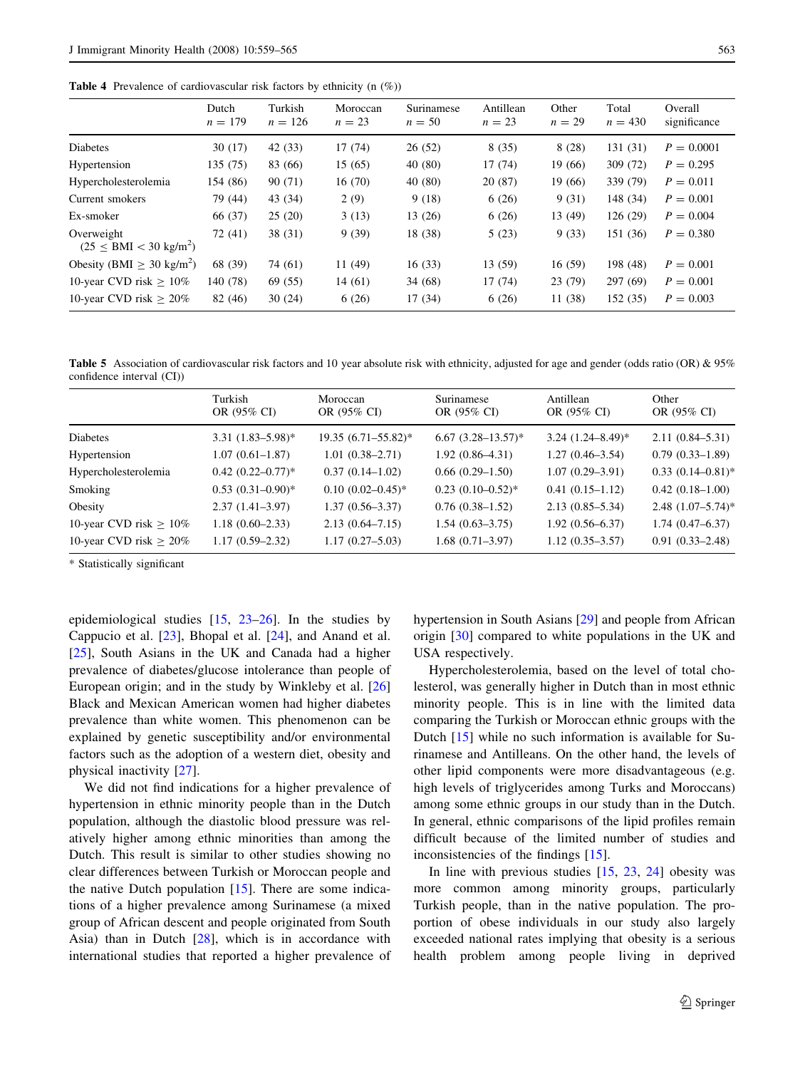**Table 4** Prevalence of cardiovascular risk factors by ethnicity (n (%))

| | Dutch $n = 179$ | Turkish $n = 126$ | Moroccan $n = 23$ | Surinamese $n = 50$ | Antillean $n = 23$ | Other $n = 29$ | Total $n = 430$ | Overall significance |
|---|---|---|---|---|---|---|---|---|
| Diabetes | 30 (17) | 42 (33) | 17 (74) | 26 (52) | 8 (35) | 8 (28) | 131 (31) | $P = 0.0001$ |
| Hypertension | 135 (75) | 83 (66) | 15 (65) | 40 (80) | 17 (74) | 19 (66) | 309 (72) | $P = 0.295$ |
| Hypercholesterolemia | 154 (86) | 90 (71) | 16 (70) | 40 (80) | 20 (87) | 19 (66) | 339 (79) | $P = 0.011$ |
| Current smokers | 79 (44) | 43 (34) | 2 (9) | 9 (18) | 6 (26) | 9 (31) | 148 (34) | $P = 0.001$ |
| Ex-smoker | 66 (37) | 25 (20) | 3 (13) | 13 (26) | 6 (26) | 13 (49) | 126 (29) | $P = 0.004$ |
| Overweight ($25 \leq \text{BMI} < 30$ kg/m$^2$) | 72 (41) | 38 (31) | 9 (39) | 18 (38) | 5 (23) | 9 (33) | 151 (36) | $P = 0.380$ |
| Obesity (BMI $\geq 30$ kg/m$^2$) | 68 (39) | 74 (61) | 11 (49) | 16 (33) | 13 (59) | 16 (59) | 198 (48) | $P = 0.001$ |
| 10-year CVD risk $\geq 10\%$ | 140 (78) | 69 (55) | 14 (61) | 34 (68) | 17 (74) | 23 (79) | 297 (69) | $P = 0.001$ |
| 10-year CVD risk $\geq 20\%$ | 82 (46) | 30 (24) | 6 (26) | 17 (34) | 6 (26) | 11 (38) | 152 (35) | $P = 0.003$ |

**Table 5** Association of cardiovascular risk factors and 10 year absolute risk with ethnicity, adjusted for age and gender (odds ratio (OR) & 95% confidence interval (CI))

| | Turkish OR (95% CI) | Moroccan OR (95% CI) | Surinamese OR (95% CI) | Antillean OR (95% CI) | Other OR (95% CI) |
|---|---|---|---|---|---|
| Diabetes | 3.31 (1.83–5.98)* | 19.35 (6.71–55.82)* | 6.67 (3.28–13.57)* | 3.24 (1.24–8.49)* | 2.11 (0.84–5.31) |
| Hypertension | 1.07 (0.61–1.87) | 1.01 (0.38–2.71) | 1.92 (0.86–4.31) | 1.27 (0.46–3.54) | 0.79 (0.33–1.89) |
| Hypercholesterolemia | 0.42 (0.22–0.77)* | 0.37 (0.14–1.02) | 0.66 (0.29–1.50) | 1.07 (0.29–3.91) | 0.33 (0.14–0.81)* |
| Smoking | 0.53 (0.31–0.90)* | 0.10 (0.02–0.45)* | 0.23 (0.10–0.52)* | 0.41 (0.15–1.12) | 0.42 (0.18–1.00) |
| Obesity | 2.37 (1.41–3.97) | 1.37 (0.56–3.37) | 0.76 (0.38–1.52) | 2.13 (0.85–5.34) | 2.48 (1.07–5.74)* |
| 10-year CVD risk $\geq 10\%$ | 1.18 (0.60–2.33) | 2.13 (0.64–7.15) | 1.54 (0.63–3.75) | 1.92 (0.56–6.37) | 1.74 (0.47–6.37) |
| 10-year CVD risk $\geq 20\%$ | 1.17 (0.59–2.32) | 1.17 (0.27–5.03) | 1.68 (0.71–3.97) | 1.12 (0.35–3.57) | 0.91 (0.33–2.48) |

\* Statistically significant

epidemiological studies [15, 23–26]. In the studies by Cappucio et al. [23], Bhopal et al. [24], and Anand et al. [25], South Asians in the UK and Canada had a higher prevalence of diabetes/glucose intolerance than people of European origin; and in the study by Winkleby et al. [26] Black and Mexican American women had higher diabetes prevalence than white women. This phenomenon can be explained by genetic susceptibility and/or environmental factors such as the adoption of a western diet, obesity and physical inactivity [27].

We did not find indications for a higher prevalence of hypertension in ethnic minority people than in the Dutch population, although the diastolic blood pressure was relatively higher among ethnic minorities than among the Dutch. This result is similar to other studies showing no clear differences between Turkish or Moroccan people and the native Dutch population [15]. There are some indications of a higher prevalence among Surinamese (a mixed group of African descent and people originated from South Asia) than in Dutch [28], which is in accordance with international studies that reported a higher prevalence of hypertension in South Asians [29] and people from African origin [30] compared to white populations in the UK and USA respectively.

Hypercholesterolemia, based on the level of total cholesterol, was generally higher in Dutch than in most ethnic minority people. This is in line with the limited data comparing the Turkish or Moroccan ethnic groups with the Dutch [15] while no such information is available for Surinamese and Antilleans. On the other hand, the levels of other lipid components were more disadvantageous (e.g. high levels of triglycerides among Turks and Moroccans) among some ethnic groups in our study than in the Dutch. In general, ethnic comparisons of the lipid profiles remain difficult because of the limited number of studies and inconsistencies of the findings [15].

In line with previous studies [15, 23, 24] obesity was more common among minority groups, particularly Turkish people, than in the native population. The proportion of obese individuals in our study also largely exceeded national rates implying that obesity is a serious health problem among people living in deprived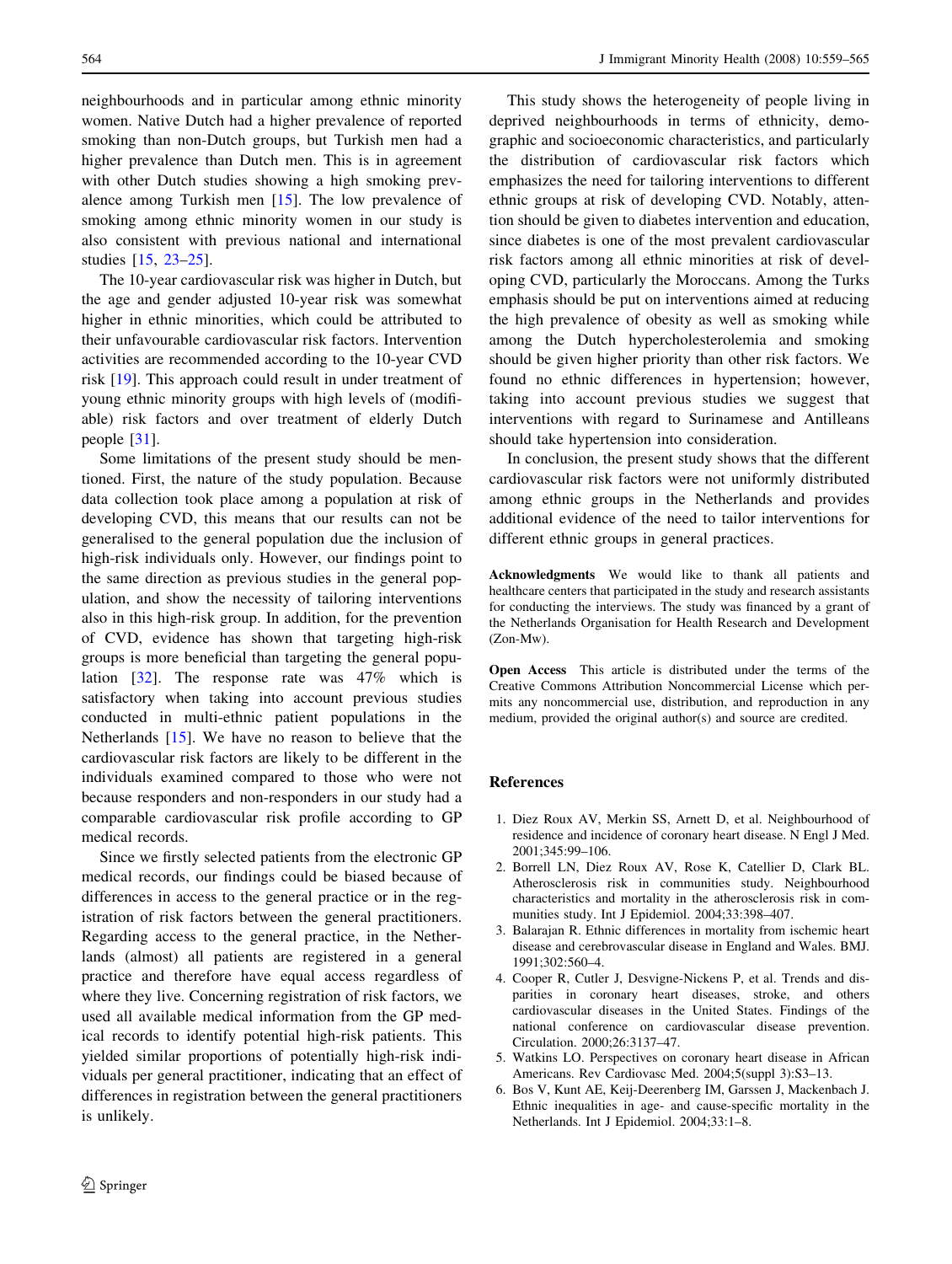neighbourhoods and in particular among ethnic minority women. Native Dutch had a higher prevalence of reported smoking than non-Dutch groups, but Turkish men had a higher prevalence than Dutch men. This is in agreement with other Dutch studies showing a high smoking prevalence among Turkish men [15]. The low prevalence of smoking among ethnic minority women in our study is also consistent with previous national and international studies [15, 23–25].

The 10-year cardiovascular risk was higher in Dutch, but the age and gender adjusted 10-year risk was somewhat higher in ethnic minorities, which could be attributed to their unfavourable cardiovascular risk factors. Intervention activities are recommended according to the 10-year CVD risk [19]. This approach could result in under treatment of young ethnic minority groups with high levels of (modifiable) risk factors and over treatment of elderly Dutch people [31].

Some limitations of the present study should be mentioned. First, the nature of the study population. Because data collection took place among a population at risk of developing CVD, this means that our results can not be generalised to the general population due the inclusion of high-risk individuals only. However, our findings point to the same direction as previous studies in the general population, and show the necessity of tailoring interventions also in this high-risk group. In addition, for the prevention of CVD, evidence has shown that targeting high-risk groups is more beneficial than targeting the general population [32]. The response rate was 47% which is satisfactory when taking into account previous studies conducted in multi-ethnic patient populations in the Netherlands [15]. We have no reason to believe that the cardiovascular risk factors are likely to be different in the individuals examined compared to those who were not because responders and non-responders in our study had a comparable cardiovascular risk profile according to GP medical records.

Since we firstly selected patients from the electronic GP medical records, our findings could be biased because of differences in access to the general practice or in the registration of risk factors between the general practitioners. Regarding access to the general practice, in the Netherlands (almost) all patients are registered in a general practice and therefore have equal access regardless of where they live. Concerning registration of risk factors, we used all available medical information from the GP medical records to identify potential high-risk patients. This yielded similar proportions of potentially high-risk individuals per general practitioner, indicating that an effect of differences in registration between the general practitioners is unlikely.

This study shows the heterogeneity of people living in deprived neighbourhoods in terms of ethnicity, demographic and socioeconomic characteristics, and particularly the distribution of cardiovascular risk factors which emphasizes the need for tailoring interventions to different ethnic groups at risk of developing CVD. Notably, attention should be given to diabetes intervention and education, since diabetes is one of the most prevalent cardiovascular risk factors among all ethnic minorities at risk of developing CVD, particularly the Moroccans. Among the Turks emphasis should be put on interventions aimed at reducing the high prevalence of obesity as well as smoking while among the Dutch hypercholesterolemia and smoking should be given higher priority than other risk factors. We found no ethnic differences in hypertension; however, taking into account previous studies we suggest that interventions with regard to Surinamese and Antilleans should take hypertension into consideration.

In conclusion, the present study shows that the different cardiovascular risk factors were not uniformly distributed among ethnic groups in the Netherlands and provides additional evidence of the need to tailor interventions for different ethnic groups in general practices.

**Acknowledgments** We would like to thank all patients and healthcare centers that participated in the study and research assistants for conducting the interviews. The study was financed by a grant of the Netherlands Organisation for Health Research and Development (Zon-Mw).

**Open Access** This article is distributed under the terms of the Creative Commons Attribution Noncommercial License which permits any noncommercial use, distribution, and reproduction in any medium, provided the original author(s) and source are credited.

## References

1. Diez Roux AV, Merkin SS, Arnett D, et al. Neighbourhood of residence and incidence of coronary heart disease. N Engl J Med. 2001;345:99–106.
2. Borrell LN, Diez Roux AV, Rose K, Catellier D, Clark BL. Atherosclerosis risk in communities study. Neighbourhood characteristics and mortality in the atherosclerosis risk in communities study. Int J Epidemiol. 2004;33:398–407.
3. Balarajan R. Ethnic differences in mortality from ischemic heart disease and cerebrovascular disease in England and Wales. BMJ. 1991;302:560–4.
4. Cooper R, Cutler J, Desvigne-Nickens P, et al. Trends and disparities in coronary heart diseases, stroke, and others cardiovascular diseases in the United States. Findings of the national conference on cardiovascular disease prevention. Circulation. 2000;26:3137–47.
5. Watkins LO. Perspectives on coronary heart disease in African Americans. Rev Cardiovasc Med. 2004;5(suppl 3):S3–13.
6. Bos V, Kunt AE, Keij-Deerenberg IM, Garssen J, Mackenbach J. Ethnic inequalities in age- and cause-specific mortality in the Netherlands. Int J Epidemiol. 2004;33:1–8.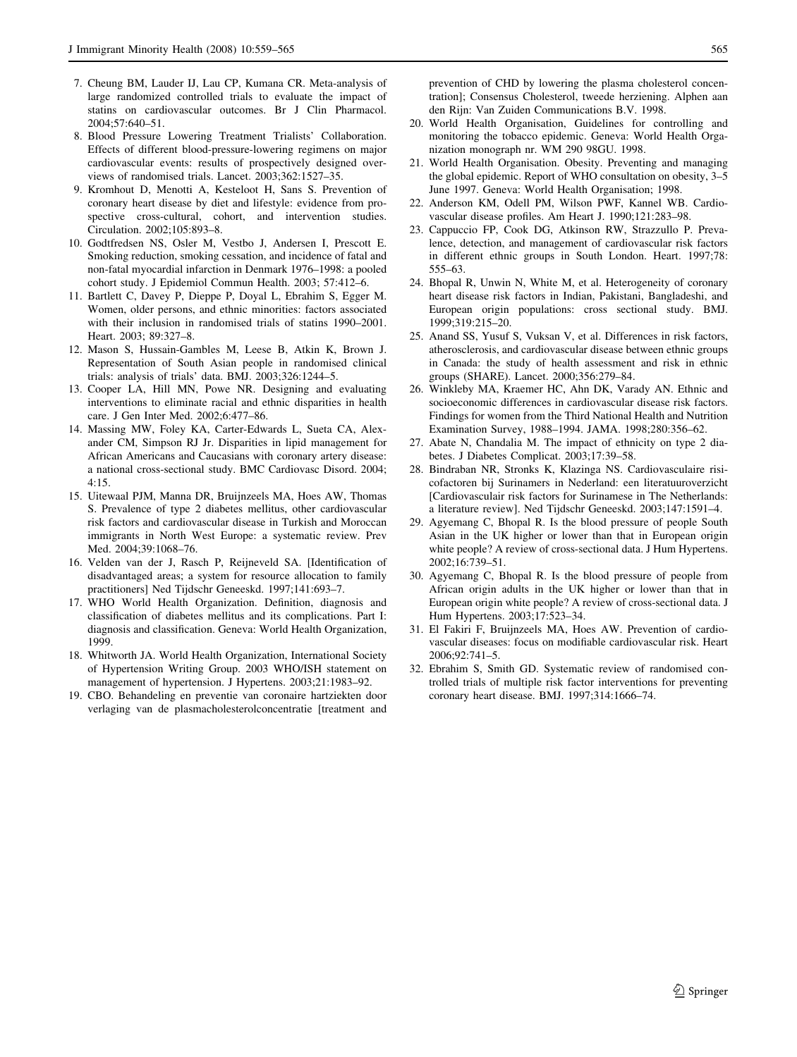7. Cheung BM, Lauder IJ, Lau CP, Kumana CR. Meta-analysis of large randomized controlled trials to evaluate the impact of statins on cardiovascular outcomes. Br J Clin Pharmacol. 2004;57:640–51.
8. Blood Pressure Lowering Treatment Trialists' Collaboration. Effects of different blood-pressure-lowering regimens on major cardiovascular events: results of prospectively designed overviews of randomised trials. Lancet. 2003;362:1527–35.
9. Kromhout D, Menotti A, Kesteloot H, Sans S. Prevention of coronary heart disease by diet and lifestyle: evidence from prospective cross-cultural, cohort, and intervention studies. Circulation. 2002;105:893–8.
10. Godtfredsen NS, Osler M, Vestbo J, Andersen I, Prescott E. Smoking reduction, smoking cessation, and incidence of fatal and non-fatal myocardial infarction in Denmark 1976–1998: a pooled cohort study. J Epidemiol Commun Health. 2003; 57:412–6.
11. Bartlett C, Davey P, Dieppe P, Doyal L, Ebrahim S, Egger M. Women, older persons, and ethnic minorities: factors associated with their inclusion in randomised trials of statins 1990–2001. Heart. 2003; 89:327–8.
12. Mason S, Hussain-Gambles M, Leese B, Atkin K, Brown J. Representation of South Asian people in randomised clinical trials: analysis of trials' data. BMJ. 2003;326:1244–5.
13. Cooper LA, Hill MN, Powe NR. Designing and evaluating interventions to eliminate racial and ethnic disparities in health care. J Gen Inter Med. 2002;6:477–86.
14. Massing MW, Foley KA, Carter-Edwards L, Sueta CA, Alexander CM, Simpson RJ Jr. Disparities in lipid management for African Americans and Caucasians with coronary artery disease: a national cross-sectional study. BMC Cardiovasc Disord. 2004; 4:15.
15. Uitewaal PJM, Manna DR, Bruijnzeels MA, Hoes AW, Thomas S. Prevalence of type 2 diabetes mellitus, other cardiovascular risk factors and cardiovascular disease in Turkish and Moroccan immigrants in North West Europe: a systematic review. Prev Med. 2004;39:1068–76.
16. Velden van der J, Rasch P, Reijneveld SA. [Identification of disadvantaged areas; a system for resource allocation to family practitioners] Ned Tijdschr Geneeskd. 1997;141:693–7.
17. WHO World Health Organization. Definition, diagnosis and classification of diabetes mellitus and its complications. Part I: diagnosis and classification. Geneva: World Health Organization, 1999.
18. Whitworth JA. World Health Organization, International Society of Hypertension Writing Group. 2003 WHO/ISH statement on management of hypertension. J Hypertens. 2003;21:1983–92.
19. CBO. Behandeling en preventie van coronaire hartziekten door verlaging van de plasmacholesterolconcentratie [treatment and prevention of CHD by lowering the plasma cholesterol concentration]; Consensus Cholesterol, tweede herziening. Alphen aan den Rijn: Van Zuiden Communications B.V. 1998.
20. World Health Organisation, Guidelines for controlling and monitoring the tobacco epidemic. Geneva: World Health Organization monograph nr. WM 290 98GU. 1998.
21. World Health Organisation. Obesity. Preventing and managing the global epidemic. Report of WHO consultation on obesity, 3–5 June 1997. Geneva: World Health Organisation; 1998.
22. Anderson KM, Odell PM, Wilson PWF, Kannel WB. Cardiovascular disease profiles. Am Heart J. 1990;121:283–98.
23. Cappuccio FP, Cook DG, Atkinson RW, Strazzullo P. Prevalence, detection, and management of cardiovascular risk factors in different ethnic groups in South London. Heart. 1997;78: 555–63.
24. Bhopal R, Unwin N, White M, et al. Heterogeneity of coronary heart disease risk factors in Indian, Pakistani, Bangladeshi, and European origin populations: cross sectional study. BMJ. 1999;319:215–20.
25. Anand SS, Yusuf S, Vuksan V, et al. Differences in risk factors, atherosclerosis, and cardiovascular disease between ethnic groups in Canada: the study of health assessment and risk in ethnic groups (SHARE). Lancet. 2000;356:279–84.
26. Winkleby MA, Kraemer HC, Ahn DK, Varady AN. Ethnic and socioeconomic differences in cardiovascular disease risk factors. Findings for women from the Third National Health and Nutrition Examination Survey, 1988–1994. JAMA. 1998;280:356–62.
27. Abate N, Chandalia M. The impact of ethnicity on type 2 diabetes. J Diabetes Complicat. 2003;17:39–58.
28. Bindraban NR, Stronks K, Klazinga NS. Cardiovasculaire risicofactoren bij Surinamers in Nederland: een literatuuroverzicht [Cardiovasculair risk factors for Surinamese in The Netherlands: a literature review]. Ned Tijdschr Geneeskd. 2003;147:1591–4.
29. Agyemang C, Bhopal R. Is the blood pressure of people South Asian in the UK higher or lower than that in European origin white people? A review of cross-sectional data. J Hum Hypertens. 2002;16:739–51.
30. Agyemang C, Bhopal R. Is the blood pressure of people from African origin adults in the UK higher or lower than that in European origin white people? A review of cross-sectional data. J Hum Hypertens. 2003;17:523–34.
31. El Fakiri F, Bruijnzeels MA, Hoes AW. Prevention of cardiovascular diseases: focus on modifiable cardiovascular risk. Heart 2006;92:741–5.
32. Ebrahim S, Smith GD. Systematic review of randomised controlled trials of multiple risk factor interventions for preventing coronary heart disease. BMJ. 1997;314:1666–74.